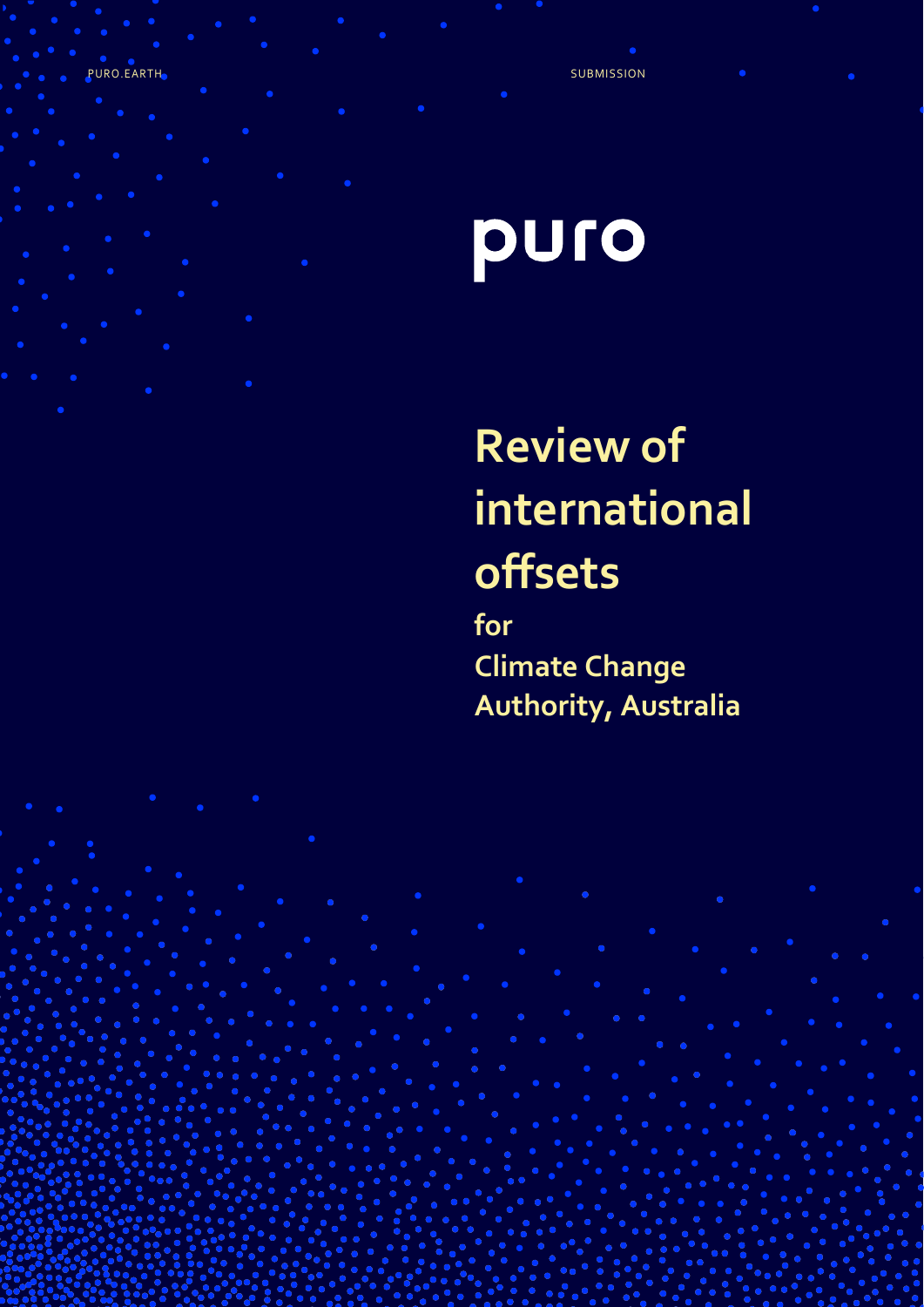PURO.EARTH

SUBMISSION

puro

# Review of international offsets

## for Climate Change Authority, Australia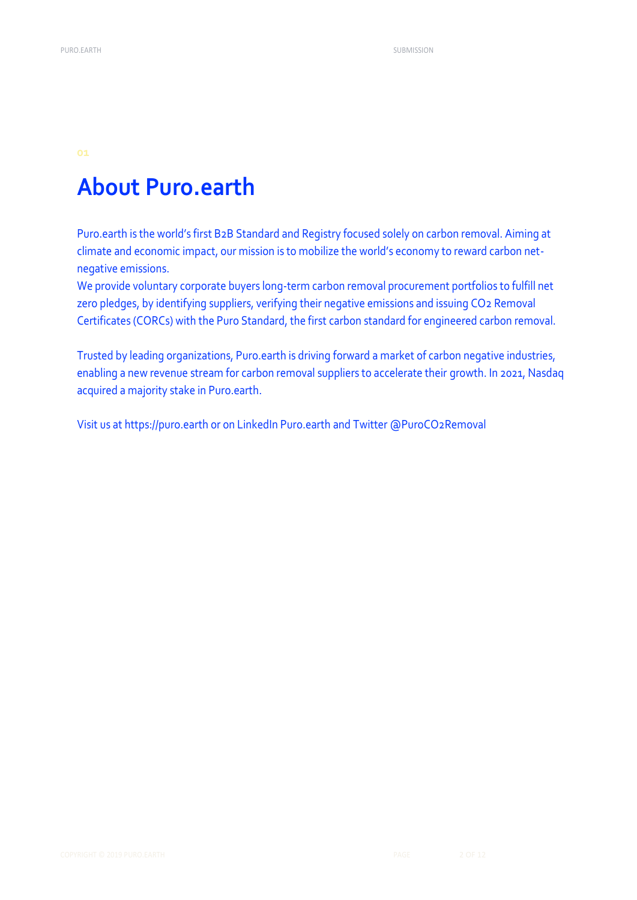01

# About Puro.earth

Puro.earth is the world's first B2B Standard and Registry focused solely on carbon removal. Aiming at climate and economic impact, our mission is to mobilize the world's economy to reward carbon net-negative emissions.
We provide voluntary corporate buyers long-term carbon removal procurement portfolios to fulfill net zero pledges, by identifying suppliers, verifying their negative emissions and issuing $CO_2$ Removal Certificates (CORCs) with the Puro Standard, the first carbon standard for engineered carbon removal.

Trusted by leading organizations, Puro.earth is driving forward a market of carbon negative industries, enabling a new revenue stream for carbon removal suppliers to accelerate their growth. In 2021, Nasdaq acquired a majority stake in Puro.earth.

Visit us at https://puro.earth or on LinkedIn Puro.earth and Twitter @PuroCO2Removal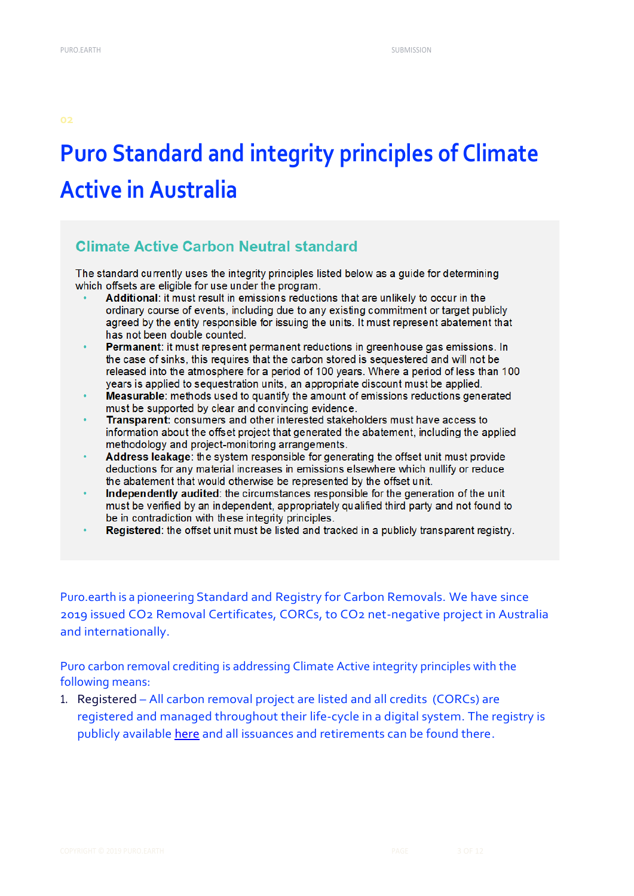02

# Puro Standard and integrity principles of Climate Active in Australia

## Climate Active Carbon Neutral standard

The standard currently uses the integrity principles listed below as a guide for determining which offsets are eligible for use under the program.

- **Additional**: it must result in emissions reductions that are unlikely to occur in the ordinary course of events, including due to any existing commitment or target publicly agreed by the entity responsible for issuing the units. It must represent abatement that has not been double counted.
- **Permanent**: it must represent permanent reductions in greenhouse gas emissions. In the case of sinks, this requires that the carbon stored is sequestered and will not be released into the atmosphere for a period of 100 years. Where a period of less than 100 years is applied to sequestration units, an appropriate discount must be applied.
- **Measurable**: methods used to quantify the amount of emissions reductions generated must be supported by clear and convincing evidence.
- **Transparent**: consumers and other interested stakeholders must have access to information about the offset project that generated the abatement, including the applied methodology and project-monitoring arrangements.
- **Address leakage**: the system responsible for generating the offset unit must provide deductions for any material increases in emissions elsewhere which nullify or reduce the abatement that would otherwise be represented by the offset unit.
- **Independently audited**: the circumstances responsible for the generation of the unit must be verified by an independent, appropriately qualified third party and not found to be in contradiction with these integrity principles.
- **Registered**: the offset unit must be listed and tracked in a publicly transparent registry.

Puro.earth is a pioneering Standard and Registry for Carbon Removals. We have since 2019 issued $CO_2$ Removal Certificates, CORCs, to $CO_2$ net-negative project in Australia and internationally.

Puro carbon removal crediting is addressing Climate Active integrity principles with the following means:

1. Registered – All carbon removal project are listed and all credits (CORCs) are registered and managed throughout their life-cycle in a digital system. The registry is publicly available here and all issuances and retirements can be found there.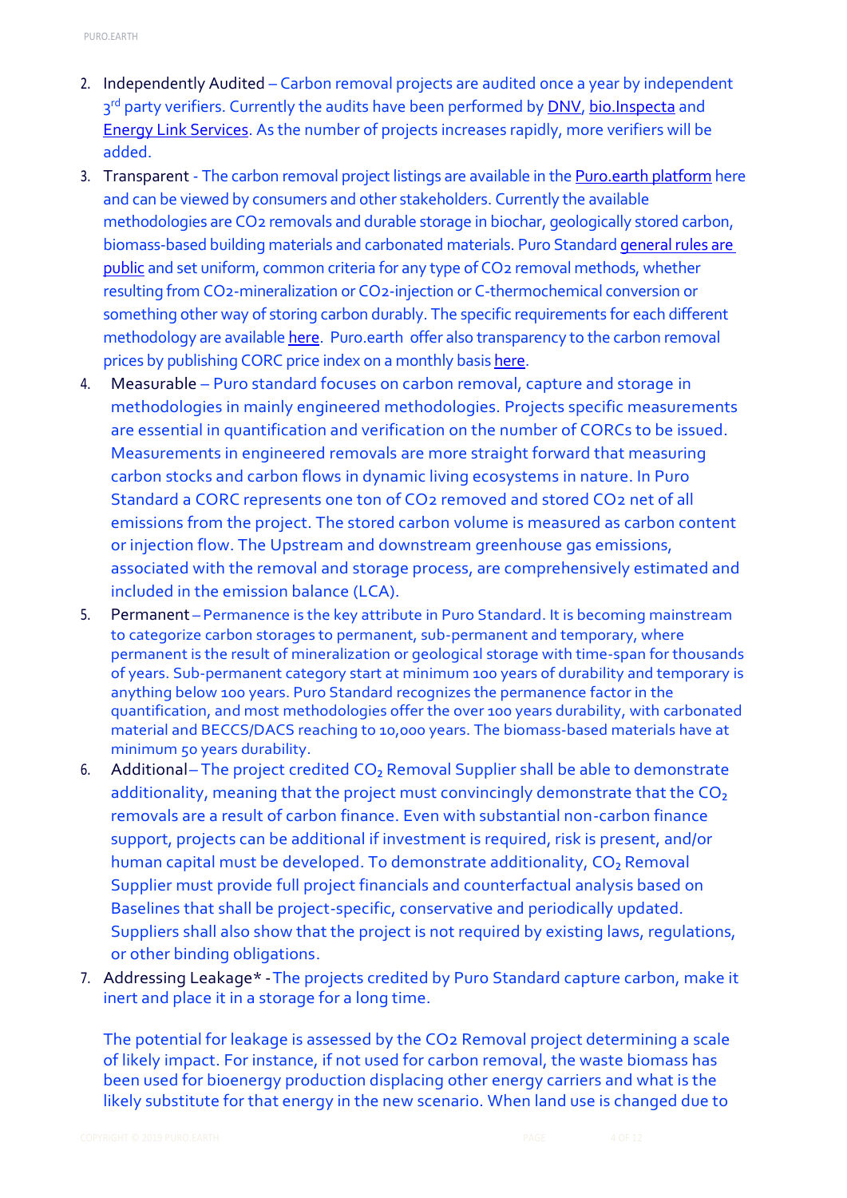2. Independently Audited – Carbon removal projects are audited once a year by independent 3rd party verifiers. Currently the audits have been performed by DNV, bio.Inspecta and Energy Link Services. As the number of projects increases rapidly, more verifiers will be added.
3. Transparent - The carbon removal project listings are available in the Puro.earth platform here and can be viewed by consumers and other stakeholders. Currently the available methodologies are $CO_2$ removals and durable storage in biochar, geologically stored carbon, biomass-based building materials and carbonated materials. Puro Standard general rules are public and set uniform, common criteria for any type of $CO_2$ removal methods, whether resulting from $CO_2$-mineralization or $CO_2$-injection or C-thermochemical conversion or something other way of storing carbon durably. The specific requirements for each different methodology are available here. Puro.earth offer also transparency to the carbon removal prices by publishing CORC price index on a monthly basis here.
4. Measurable – Puro standard focuses on carbon removal, capture and storage in methodologies in mainly engineered methodologies. Projects specific measurements are essential in quantification and verification on the number of CORCs to be issued. Measurements in engineered removals are more straight forward that measuring carbon stocks and carbon flows in dynamic living ecosystems in nature. In Puro Standard a CORC represents one ton of $CO_2$ removed and stored $CO_2$ net of all emissions from the project. The stored carbon volume is measured as carbon content or injection flow. The Upstream and downstream greenhouse gas emissions, associated with the removal and storage process, are comprehensively estimated and included in the emission balance (LCA).
5. Permanent – Permanence is the key attribute in Puro Standard. It is becoming mainstream to categorize carbon storages to permanent, sub-permanent and temporary, where permanent is the result of mineralization or geological storage with time-span for thousands of years. Sub-permanent category start at minimum 100 years of durability and temporary is anything below 100 years. Puro Standard recognizes the permanence factor in the quantification, and most methodologies offer the over 100 years durability, with carbonated material and BECCS/DACS reaching to 10,000 years. The biomass-based materials have at minimum 50 years durability.
6. Additional – The project credited $CO_2$ Removal Supplier shall be able to demonstrate additionality, meaning that the project must convincingly demonstrate that the $CO_2$ removals are a result of carbon finance. Even with substantial non-carbon finance support, projects can be additional if investment is required, risk is present, and/or human capital must be developed. To demonstrate additionality, $CO_2$ Removal Supplier must provide full project financials and counterfactual analysis based on Baselines that shall be project-specific, conservative and periodically updated. Suppliers shall also show that the project is not required by existing laws, regulations, or other binding obligations.
7. Addressing Leakage* - The projects credited by Puro Standard capture carbon, make it inert and place it in a storage for a long time.

   The potential for leakage is assessed by the $CO_2$ Removal project determining a scale of likely impact. For instance, if not used for carbon removal, the waste biomass has been used for bioenergy production displacing other energy carriers and what is the likely substitute for that energy in the new scenario. When land use is changed due to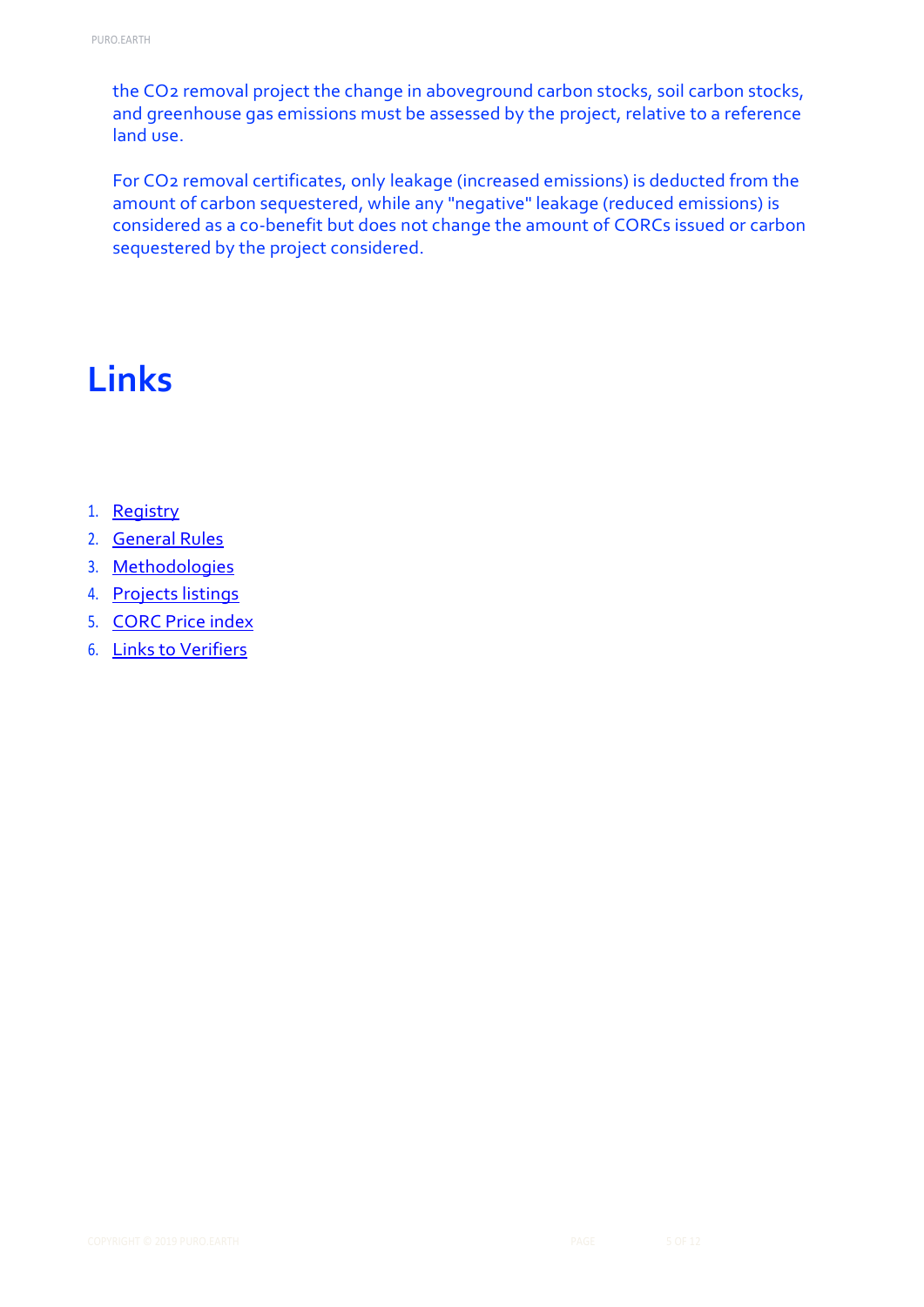the $CO_2$ removal project the change in aboveground carbon stocks, soil carbon stocks, and greenhouse gas emissions must be assessed by the project, relative to a reference land use.

For $CO_2$ removal certificates, only leakage (increased emissions) is deducted from the amount of carbon sequestered, while any "negative" leakage (reduced emissions) is considered as a co-benefit but does not change the amount of CORCs issued or carbon sequestered by the project considered.

# Links

1. Registry
2. General Rules
3. Methodologies
4. Projects listings
5. CORC Price index
6. Links to Verifiers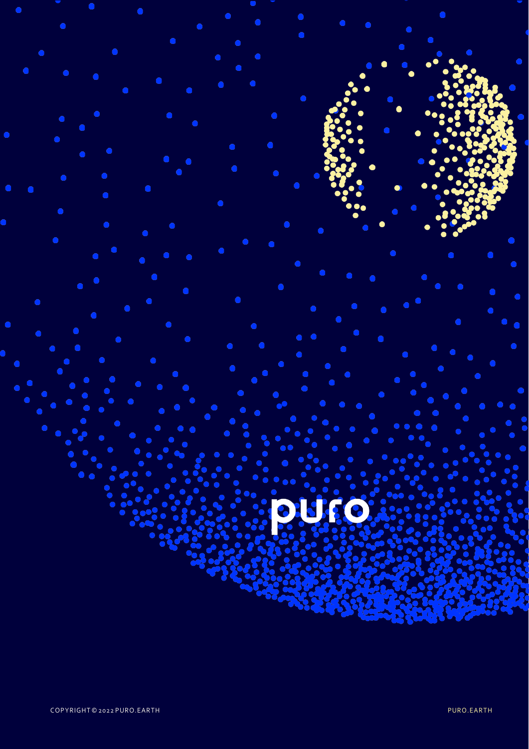puro

COPYRIGHT © 2022 PURO.EARTH

PURO.EARTH